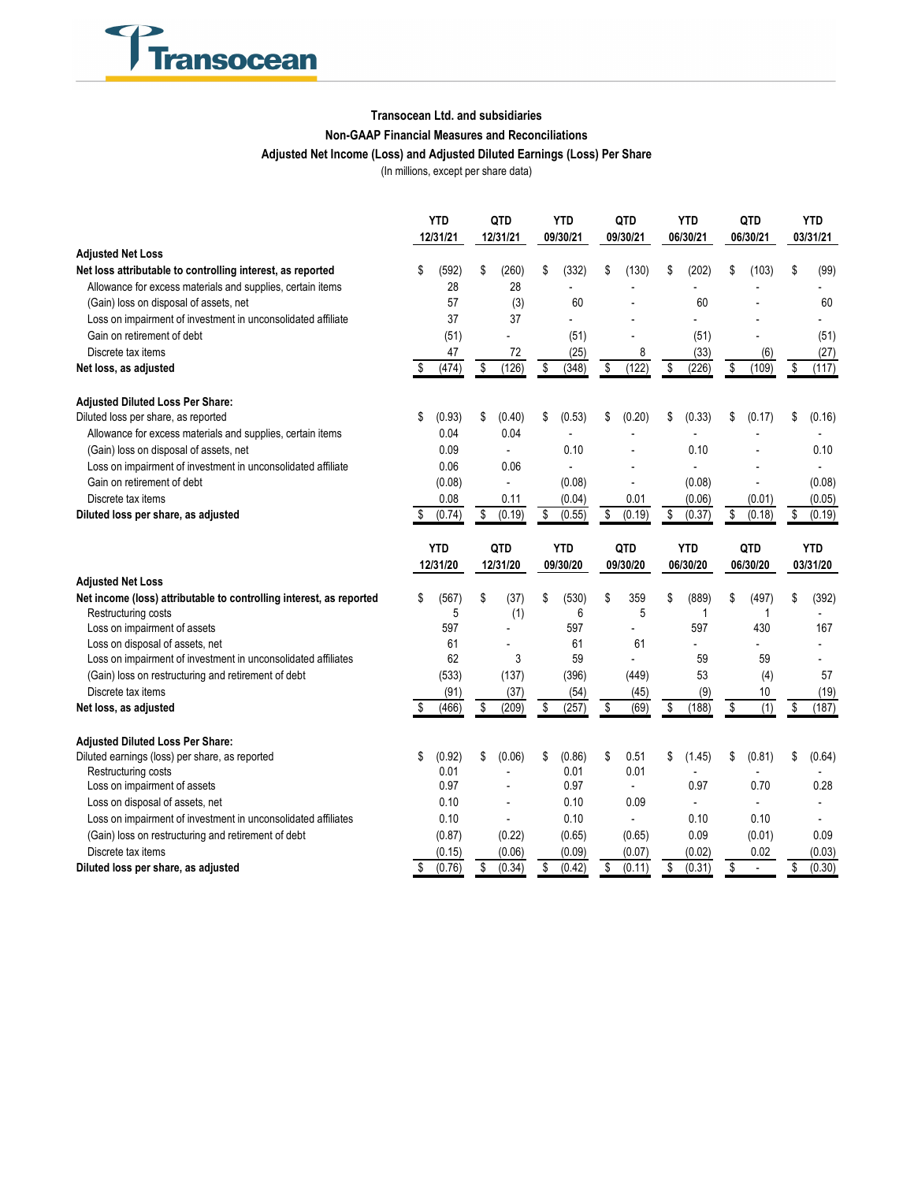# Transocean Ltd. and subsidiaries

## Non-GAAP Financial Measures and Reconciliations

### Adjusted Net Income (Loss) and Adjusted Diluted Earnings (Loss) Per Share

(In millions, except per share data)

| | YTD 12/31/21 | QTD 12/31/21 | YTD 09/30/21 | QTD 09/30/21 | YTD 06/30/21 | QTD 06/30/21 | YTD 03/31/21 |
|---|---|---|---|---|---|---|---|
| **Adjusted Net Loss** | | | | | | | |
| **Net loss attributable to controlling interest, as reported** | $ (592) | $ (260) | $ (332) | $ (130) | $ (202) | $ (103) | $ (99) |
| Allowance for excess materials and supplies, certain items | 28 | 28 | - | - | - | - | - |
| (Gain) loss on disposal of assets, net | 57 | (3) | 60 | - | 60 | - | 60 |
| Loss on impairment of investment in unconsolidated affiliate | 37 | 37 | - | - | - | - | - |
| Gain on retirement of debt | (51) | - | (51) | - | (51) | - | (51) |
| Discrete tax items | 47 | 72 | (25) | 8 | (33) | (6) | (27) |
| **Net loss, as adjusted** | $ (474) | $ (126) | $ (348) | $ (122) | $ (226) | $ (109) | $ (117) |
| **Adjusted Diluted Loss Per Share:** | | | | | | | |
| Diluted loss per share, as reported | $ (0.93) | $ (0.40) | $ (0.53) | $ (0.20) | $ (0.33) | $ (0.17) | $ (0.16) |
| Allowance for excess materials and supplies, certain items | 0.04 | 0.04 | - | - | - | - | - |
| (Gain) loss on disposal of assets, net | 0.09 | - | 0.10 | - | 0.10 | - | 0.10 |
| Loss on impairment of investment in unconsolidated affiliate | 0.06 | 0.06 | - | - | - | - | - |
| Gain on retirement of debt | (0.08) | - | (0.08) | - | (0.08) | - | (0.08) |
| Discrete tax items | 0.08 | 0.11 | (0.04) | 0.01 | (0.06) | (0.01) | (0.05) |
| **Diluted loss per share, as adjusted** | $ (0.74) | $ (0.19) | $ (0.55) | $ (0.19) | $ (0.37) | $ (0.18) | $ (0.19) |

| | YTD 12/31/20 | QTD 12/31/20 | YTD 09/30/20 | QTD 09/30/20 | YTD 06/30/20 | QTD 06/30/20 | YTD 03/31/20 |
|---|---|---|---|---|---|---|---|
| **Adjusted Net Loss** | | | | | | | |
| **Net income (loss) attributable to controlling interest, as reported** | $ (567) | $ (37) | $ (530) | $ 359 | $ (889) | $ (497) | $ (392) |
| Restructuring costs | 5 | (1) | 6 | 5 | 1 | 1 | - |
| Loss on impairment of assets | 597 | - | 597 | - | 597 | 430 | 167 |
| Loss on disposal of assets, net | 61 | - | 61 | 61 | - | - | - |
| Loss on impairment of investment in unconsolidated affiliates | 62 | 3 | 59 | - | 59 | 59 | - |
| (Gain) loss on restructuring and retirement of debt | (533) | (137) | (396) | (449) | 53 | (4) | 57 |
| Discrete tax items | (91) | (37) | (54) | (45) | (9) | 10 | (19) |
| **Net loss, as adjusted** | $ (466) | $ (209) | $ (257) | $ (69) | $ (188) | $ (1) | $ (187) |
| **Adjusted Diluted Loss Per Share:** | | | | | | | |
| Diluted earnings (loss) per share, as reported | $ (0.92) | $ (0.06) | $ (0.86) | $ 0.51 | $ (1.45) | $ (0.81) | $ (0.64) |
| Restructuring costs | 0.01 | - | 0.01 | 0.01 | - | - | - |
| Loss on impairment of assets | 0.97 | - | 0.97 | - | 0.97 | 0.70 | 0.28 |
| Loss on disposal of assets, net | 0.10 | - | 0.10 | 0.09 | - | - | - |
| Loss on impairment of investment in unconsolidated affiliates | 0.10 | - | 0.10 | - | 0.10 | 0.10 | - |
| (Gain) loss on restructuring and retirement of debt | (0.87) | (0.22) | (0.65) | (0.65) | 0.09 | (0.01) | 0.09 |
| Discrete tax items | (0.15) | (0.06) | (0.09) | (0.07) | (0.02) | 0.02 | (0.03) |
| **Diluted loss per share, as adjusted** | $ (0.76) | $ (0.34) | $ (0.42) | $ (0.11) | $ (0.31) | $ - | $ (0.30) |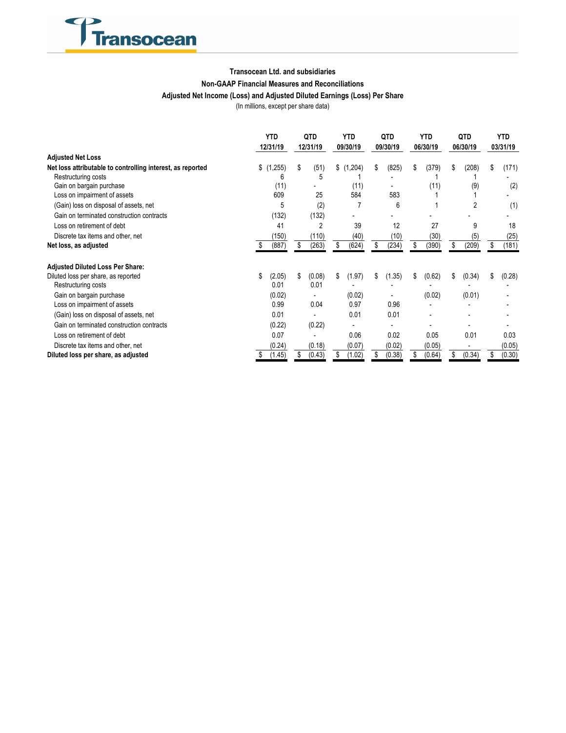### Transocean Ltd. and subsidiaries

### Non-GAAP Financial Measures and Reconciliations

### Adjusted Net Income (Loss) and Adjusted Diluted Earnings (Loss) Per Share

(In millions, except per share data)

| | YTD 12/31/19 | QTD 12/31/19 | YTD 09/30/19 | QTD 09/30/19 | YTD 06/30/19 | QTD 06/30/19 | YTD 03/31/19 |
|---|---|---|---|---|---|---|---|
| **Adjusted Net Loss** | | | | | | | |
| **Net loss attributable to controlling interest, as reported** | $ (1,255) | $ (51) | $ (1,204) | $ (825) | $ (379) | $ (208) | $ (171) |
| Restructuring costs | 6 | 5 | 1 | - | 1 | 1 | - |
| Gain on bargain purchase | (11) | - | (11) | - | (11) | (9) | (2) |
| Loss on impairment of assets | 609 | 25 | 584 | 583 | 1 | 1 | - |
| (Gain) loss on disposal of assets, net | 5 | (2) | 7 | 6 | 1 | 2 | (1) |
| Gain on terminated construction contracts | (132) | (132) | - | - | - | - | - |
| Loss on retirement of debt | 41 | 2 | 39 | 12 | 27 | 9 | 18 |
| Discrete tax items and other, net | (150) | (110) | (40) | (10) | (30) | (5) | (25) |
| **Net loss, as adjusted** | $ (887) | $ (263) | $ (624) | $ (234) | $ (390) | $ (209) | $ (181) |
| | | | | | | | |
| **Adjusted Diluted Loss Per Share:** | | | | | | | |
| Diluted loss per share, as reported | $ (2.05) | $ (0.08) | $ (1.97) | $ (1.35) | $ (0.62) | $ (0.34) | $ (0.28) |
| Restructuring costs | 0.01 | 0.01 | - | - | - | - | - |
| Gain on bargain purchase | (0.02) | - | (0.02) | - | (0.02) | (0.01) | - |
| Loss on impairment of assets | 0.99 | 0.04 | 0.97 | 0.96 | - | - | - |
| (Gain) loss on disposal of assets, net | 0.01 | - | 0.01 | 0.01 | - | - | - |
| Gain on terminated construction contracts | (0.22) | (0.22) | - | - | - | - | - |
| Loss on retirement of debt | 0.07 | - | 0.06 | 0.02 | 0.05 | 0.01 | 0.03 |
| Discrete tax items and other, net | (0.24) | (0.18) | (0.07) | (0.02) | (0.05) | - | (0.05) |
| **Diluted loss per share, as adjusted** | $ (1.45) | $ (0.43) | $ (1.02) | $ (0.38) | $ (0.64) | $ (0.34) | $ (0.30) |